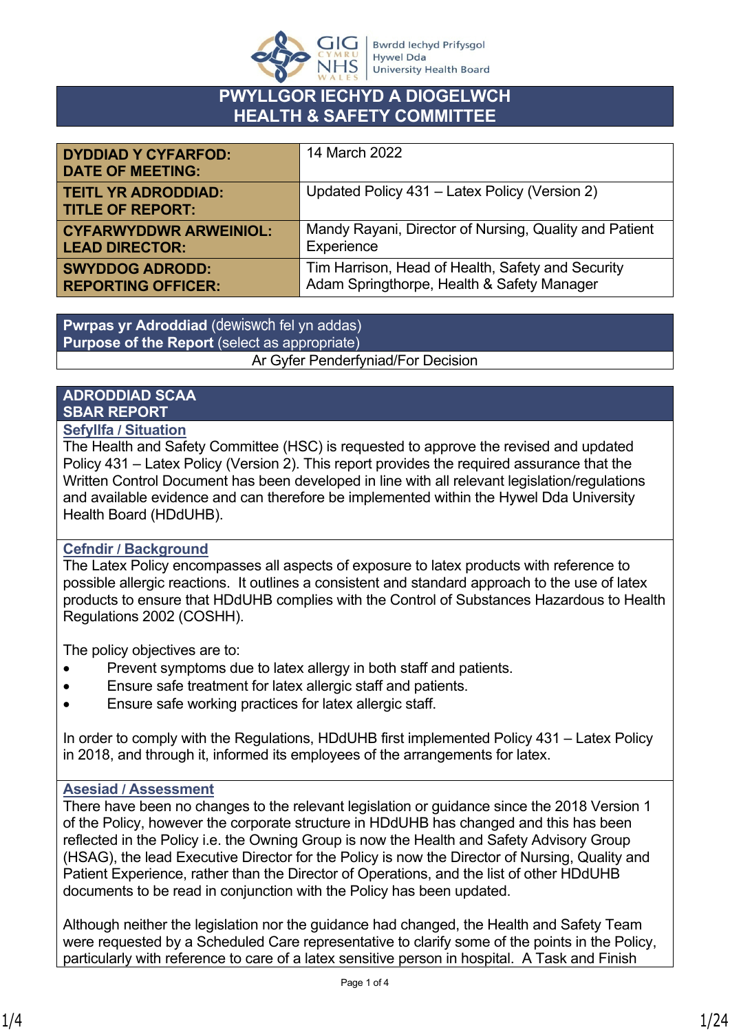# PWYLLGOR IECHYD A DIOGELWCH
# HEALTH & SAFETY COMMITTEE

| | |
|---|---|
| **DYDDIAD Y CYFARFOD: DATE OF MEETING:** | 14 March 2022 |
| **TEITL YR ADRODDIAD: TITLE OF REPORT:** | Updated Policy 431 – Latex Policy (Version 2) |
| **CYFARWYDDWR ARWEINIOL: LEAD DIRECTOR:** | Mandy Rayani, Director of Nursing, Quality and Patient Experience |
| **SWYDDOG ADRODD: REPORTING OFFICER:** | Tim Harrison, Head of Health, Safety and Security<br>Adam Springthorpe, Health & Safety Manager |

| **Pwrpas yr Adroddiad** (dewiswch fel yn addas)<br>**Purpose of the Report** (select as appropriate) |
|---|
| Ar Gyfer Penderfyniad/For Decision |

## ADRODDIAD SCAA
## SBAR REPORT

### Sefyllfa / Situation

The Health and Safety Committee (HSC) is requested to approve the revised and updated Policy 431 – Latex Policy (Version 2). This report provides the required assurance that the Written Control Document has been developed in line with all relevant legislation/regulations and available evidence and can therefore be implemented within the Hywel Dda University Health Board (HDdUHB).

### Cefndir / Background

The Latex Policy encompasses all aspects of exposure to latex products with reference to possible allergic reactions. It outlines a consistent and standard approach to the use of latex products to ensure that HDdUHB complies with the Control of Substances Hazardous to Health Regulations 2002 (COSHH).

The policy objectives are to:

- Prevent symptoms due to latex allergy in both staff and patients.
- Ensure safe treatment for latex allergic staff and patients.
- Ensure safe working practices for latex allergic staff.

In order to comply with the Regulations, HDdUHB first implemented Policy 431 – Latex Policy in 2018, and through it, informed its employees of the arrangements for latex.

### Asesiad / Assessment

There have been no changes to the relevant legislation or guidance since the 2018 Version 1 of the Policy, however the corporate structure in HDdUHB has changed and this has been reflected in the Policy i.e. the Owning Group is now the Health and Safety Advisory Group (HSAG), the lead Executive Director for the Policy is now the Director of Nursing, Quality and Patient Experience, rather than the Director of Operations, and the list of other HDdUHB documents to be read in conjunction with the Policy has been updated.

Although neither the legislation nor the guidance had changed, the Health and Safety Team were requested by a Scheduled Care representative to clarify some of the points in the Policy, particularly with reference to care of a latex sensitive person in hospital. A Task and Finish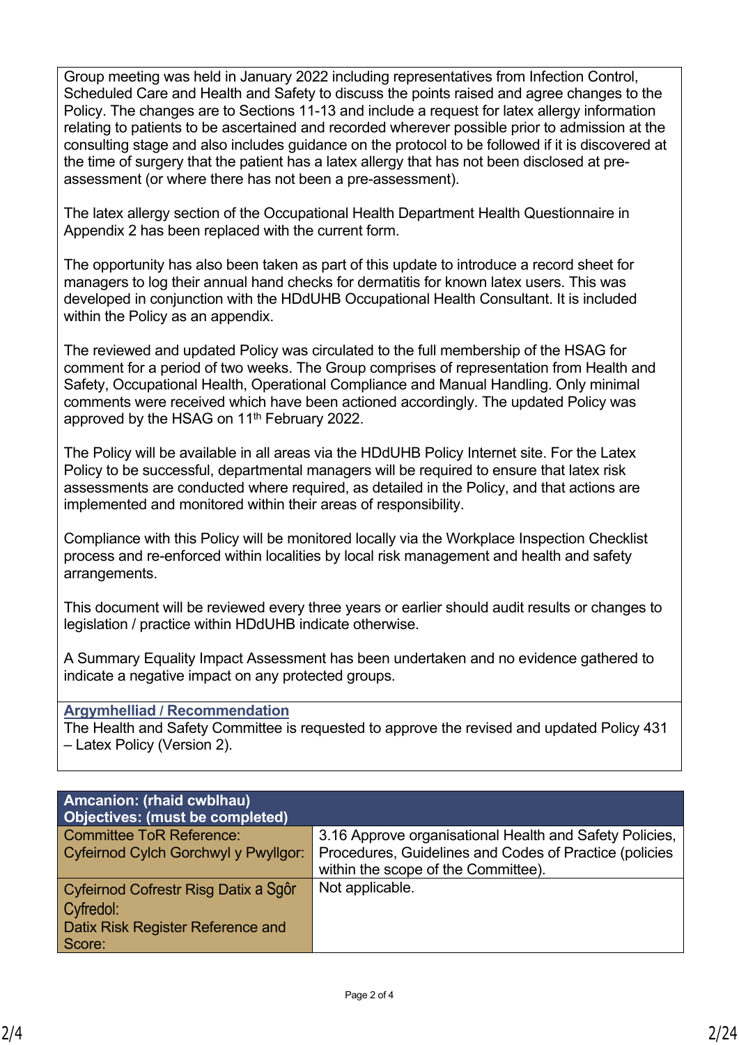Group meeting was held in January 2022 including representatives from Infection Control, Scheduled Care and Health and Safety to discuss the points raised and agree changes to the Policy. The changes are to Sections 11-13 and include a request for latex allergy information relating to patients to be ascertained and recorded wherever possible prior to admission at the consulting stage and also includes guidance on the protocol to be followed if it is discovered at the time of surgery that the patient has a latex allergy that has not been disclosed at pre-assessment (or where there has not been a pre-assessment).

The latex allergy section of the Occupational Health Department Health Questionnaire in Appendix 2 has been replaced with the current form.

The opportunity has also been taken as part of this update to introduce a record sheet for managers to log their annual hand checks for dermatitis for known latex users. This was developed in conjunction with the HDdUHB Occupational Health Consultant. It is included within the Policy as an appendix.

The reviewed and updated Policy was circulated to the full membership of the HSAG for comment for a period of two weeks. The Group comprises of representation from Health and Safety, Occupational Health, Operational Compliance and Manual Handling. Only minimal comments were received which have been actioned accordingly. The updated Policy was approved by the HSAG on 11th February 2022.

The Policy will be available in all areas via the HDdUHB Policy Internet site. For the Latex Policy to be successful, departmental managers will be required to ensure that latex risk assessments are conducted where required, as detailed in the Policy, and that actions are implemented and monitored within their areas of responsibility.

Compliance with this Policy will be monitored locally via the Workplace Inspection Checklist process and re-enforced within localities by local risk management and health and safety arrangements.

This document will be reviewed every three years or earlier should audit results or changes to legislation / practice within HDdUHB indicate otherwise.

A Summary Equality Impact Assessment has been undertaken and no evidence gathered to indicate a negative impact on any protected groups.

**Argymhelliad / Recommendation**

The Health and Safety Committee is requested to approve the revised and updated Policy 431 – Latex Policy (Version 2).

| Amcanion: (rhaid cwblhau) Objectives: (must be completed) | |
|---|---|
| Committee ToR Reference: Cyfeirnod Cylch Gorchwyl y Pwyllgor: | 3.16 Approve organisational Health and Safety Policies, Procedures, Guidelines and Codes of Practice (policies within the scope of the Committee). |
| Cyfeirnod Cofrestr Risg Datix a Sgôr Cyfredol: Datix Risk Register Reference and Score: | Not applicable. |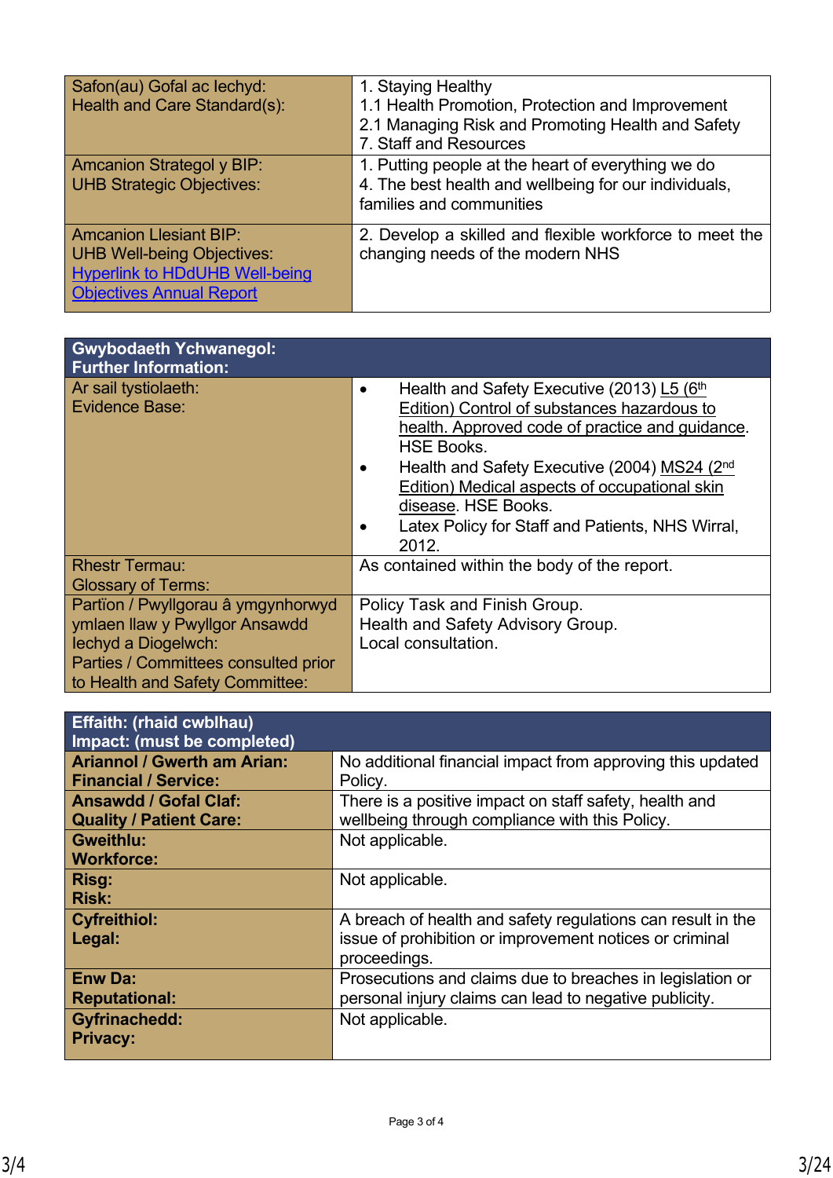| | |
|---|---|
| Safon(au) Gofal ac Iechyd:<br>Health and Care Standard(s): | 1. Staying Healthy<br>1.1 Health Promotion, Protection and Improvement<br>2.1 Managing Risk and Promoting Health and Safety<br>7. Staff and Resources |
| Amcanion Strategol y BIP:<br>UHB Strategic Objectives: | 1. Putting people at the heart of everything we do<br>4. The best health and wellbeing for our individuals, families and communities |
| Amcanion Llesiant BIP:<br>UHB Well-being Objectives:<br>Hyperlink to HDdUHB Well-being Objectives Annual Report | 2. Develop a skilled and flexible workforce to meet the changing needs of the modern NHS |

| **Gwybodaeth Ychwanegol:<br>Further Information:** | |
|---|---|
| Ar sail tystiolaeth:<br>Evidence Base: | • Health and Safety Executive (2013) L5 (6th Edition) Control of substances hazardous to health. Approved code of practice and guidance. HSE Books.<br>• Health and Safety Executive (2004) MS24 (2nd Edition) Medical aspects of occupational skin disease. HSE Books.<br>• Latex Policy for Staff and Patients, NHS Wirral, 2012. |
| Rhestr Termau:<br>Glossary of Terms: | As contained within the body of the report. |
| Partïon / Pwyllgorau â ymgynhorwyd ymlaen llaw y Pwyllgor Ansawdd Iechyd a Diogelwch:<br>Parties / Committees consulted prior to Health and Safety Committee: | Policy Task and Finish Group.<br>Health and Safety Advisory Group.<br>Local consultation. |

| **Effaith: (rhaid cwblhau)<br>Impact: (must be completed)** | |
|---|---|
| **Ariannol / Gwerth am Arian:<br>Financial / Service:** | No additional financial impact from approving this updated Policy. |
| **Ansawdd / Gofal Claf:<br>Quality / Patient Care:** | There is a positive impact on staff safety, health and wellbeing through compliance with this Policy. |
| **Gweithlu:<br>Workforce:** | Not applicable. |
| **Risg:<br>Risk:** | Not applicable. |
| **Cyfreithiol:<br>Legal:** | A breach of health and safety regulations can result in the issue of prohibition or improvement notices or criminal proceedings. |
| **Enw Da:<br>Reputational:** | Prosecutions and claims due to breaches in legislation or personal injury claims can lead to negative publicity. |
| **Gyfrinachedd:<br>Privacy:** | Not applicable. |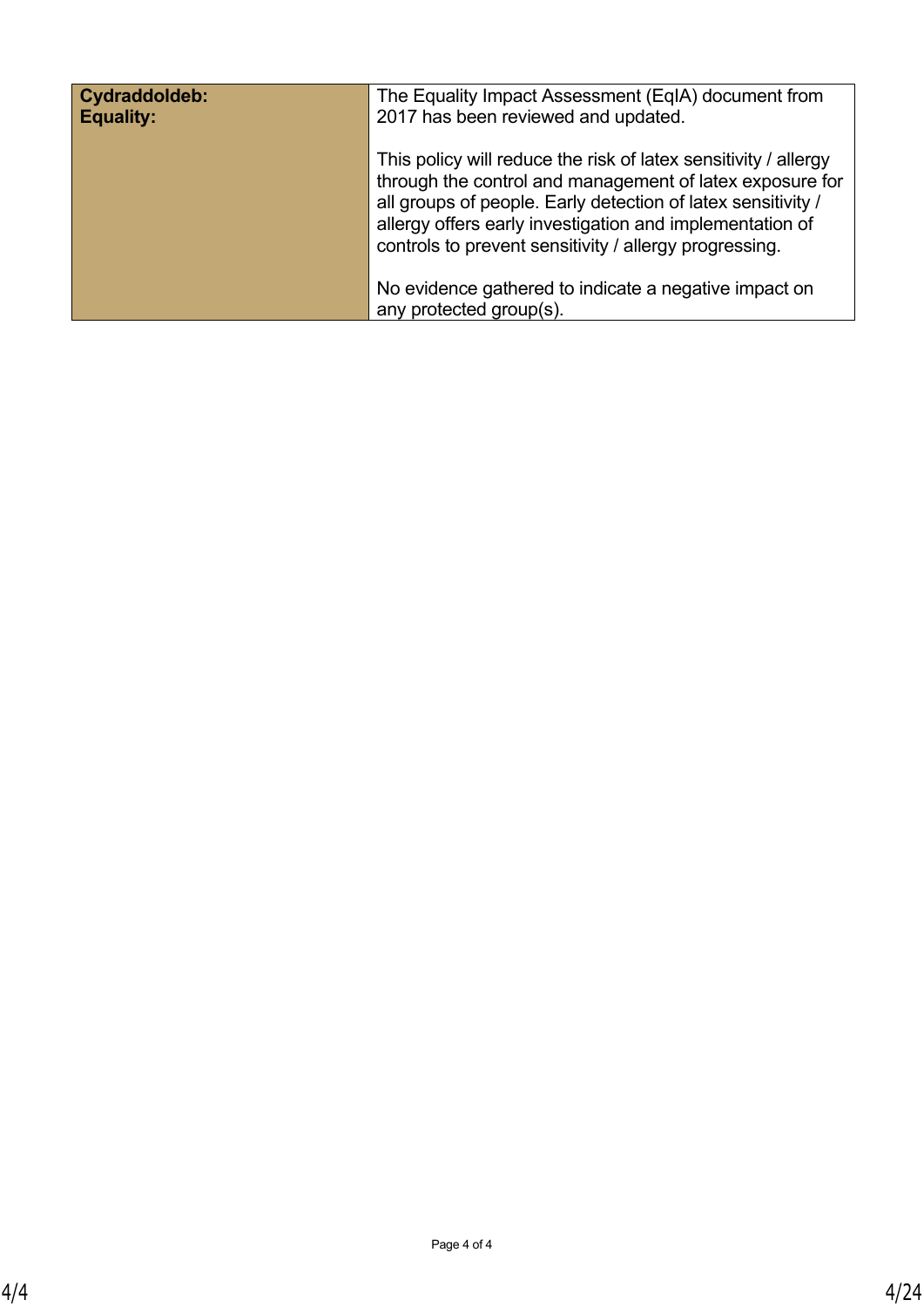| | |
|---|---|
| **Cydraddoldeb:**<br>**Equality:** | The Equality Impact Assessment (EqIA) document from 2017 has been reviewed and updated.<br><br>This policy will reduce the risk of latex sensitivity / allergy through the control and management of latex exposure for all groups of people. Early detection of latex sensitivity / allergy offers early investigation and implementation of controls to prevent sensitivity / allergy progressing.<br><br>No evidence gathered to indicate a negative impact on any protected group(s). |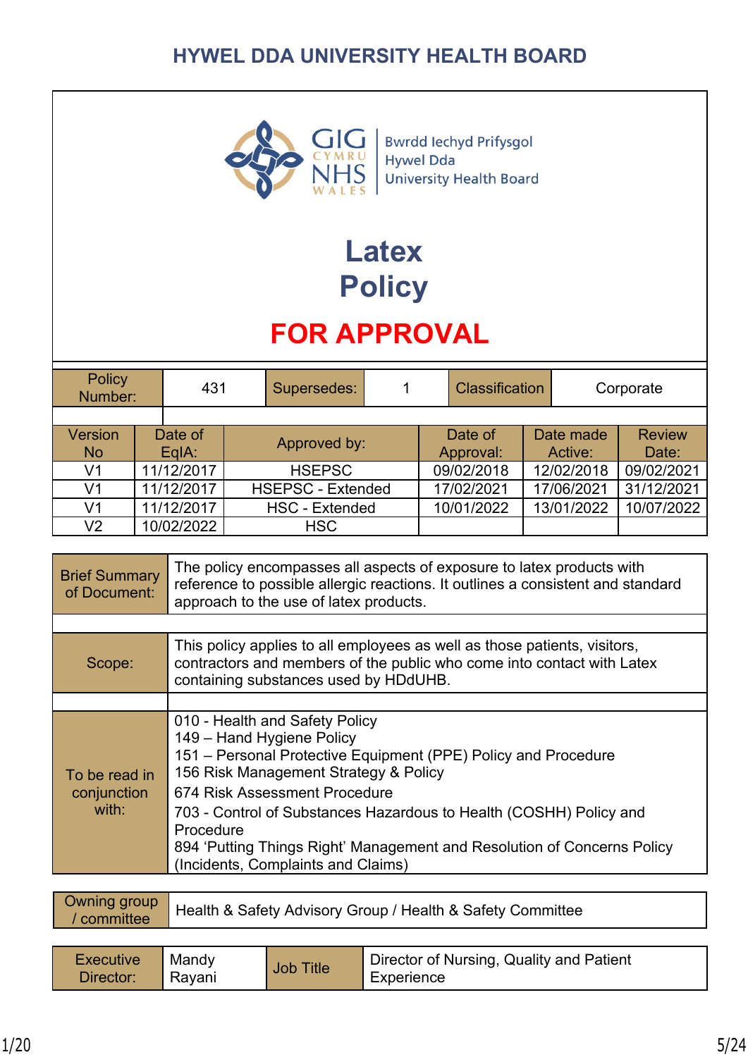# HYWEL DDA UNIVERSITY HEALTH BOARD

GIG CYMRU NHS WALES

Bwrdd Iechyd Prifysgol Hywel Dda University Health Board

# Latex Policy

## FOR APPROVAL

| Policy Number: | 431 | Supersedes: | 1 | Classification | Corporate |
|---|---|---|---|---|---|

| Version No | Date of EqIA: | Approved by: | Date of Approval: | Date made Active: | Review Date: |
|---|---|---|---|---|---|
| V1 | 11/12/2017 | HSEPSC | 09/02/2018 | 12/02/2018 | 09/02/2021 |
| V1 | 11/12/2017 | HSEPSC - Extended | 17/02/2021 | 17/06/2021 | 31/12/2021 |
| V1 | 11/12/2017 | HSC - Extended | 10/01/2022 | 13/01/2022 | 10/07/2022 |
| V2 | 10/02/2022 | HSC | | | |

| | |
|---|---|
| Brief Summary of Document: | The policy encompasses all aspects of exposure to latex products with reference to possible allergic reactions. It outlines a consistent and standard approach to the use of latex products. |
| Scope: | This policy applies to all employees as well as those patients, visitors, contractors and members of the public who come into contact with Latex containing substances used by HDdUHB. |
| To be read in conjunction with: | 010 - Health and Safety Policy<br>149 – Hand Hygiene Policy<br>151 – Personal Protective Equipment (PPE) Policy and Procedure<br>156 Risk Management Strategy & Policy<br>674 Risk Assessment Procedure<br>703 - Control of Substances Hazardous to Health (COSHH) Policy and Procedure<br>894 'Putting Things Right' Management and Resolution of Concerns Policy (Incidents, Complaints and Claims) |

| Owning group / committee | Health & Safety Advisory Group / Health & Safety Committee |
|---|---|

| Executive Director: | Mandy Rayani | Job Title | Director of Nursing, Quality and Patient Experience |
|---|---|---|---|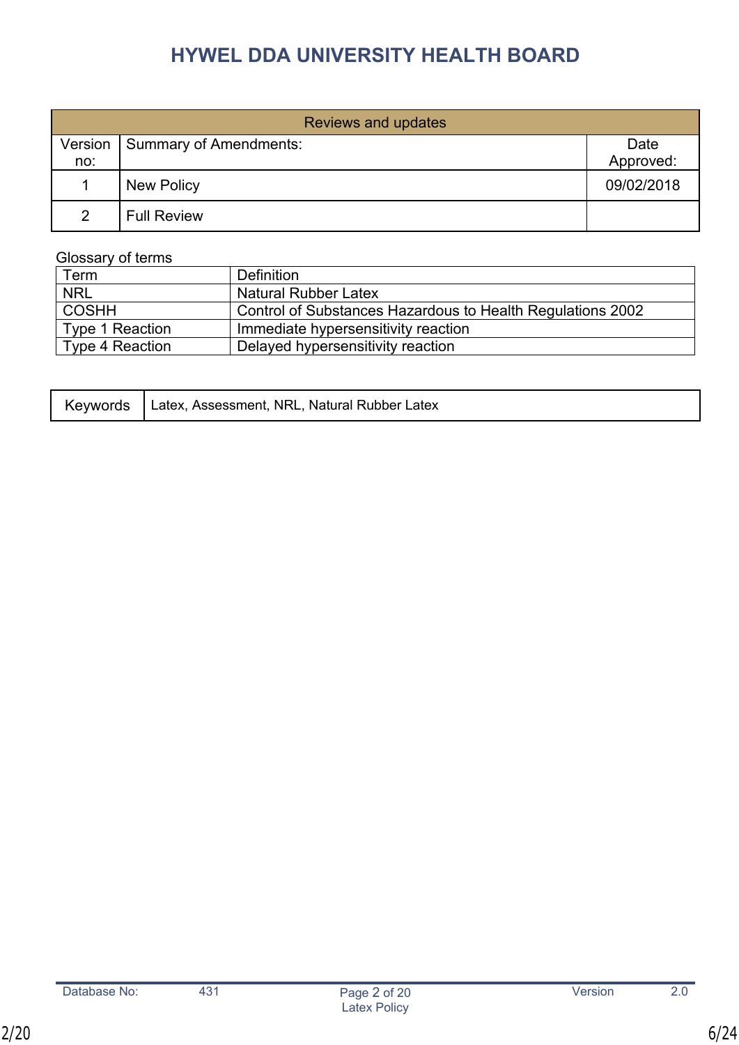# HYWEL DDA UNIVERSITY HEALTH BOARD

| Reviews and updates | | |
|---|---|---|
| Version no: | Summary of Amendments: | Date Approved: |
| 1 | New Policy | 09/02/2018 |
| 2 | Full Review | |

Glossary of terms

| Term | Definition |
|---|---|
| NRL | Natural Rubber Latex |
| COSHH | Control of Substances Hazardous to Health Regulations 2002 |
| Type 1 Reaction | Immediate hypersensitivity reaction |
| Type 4 Reaction | Delayed hypersensitivity reaction |

| | |
|---|---|
| Keywords | Latex, Assessment, NRL, Natural Rubber Latex |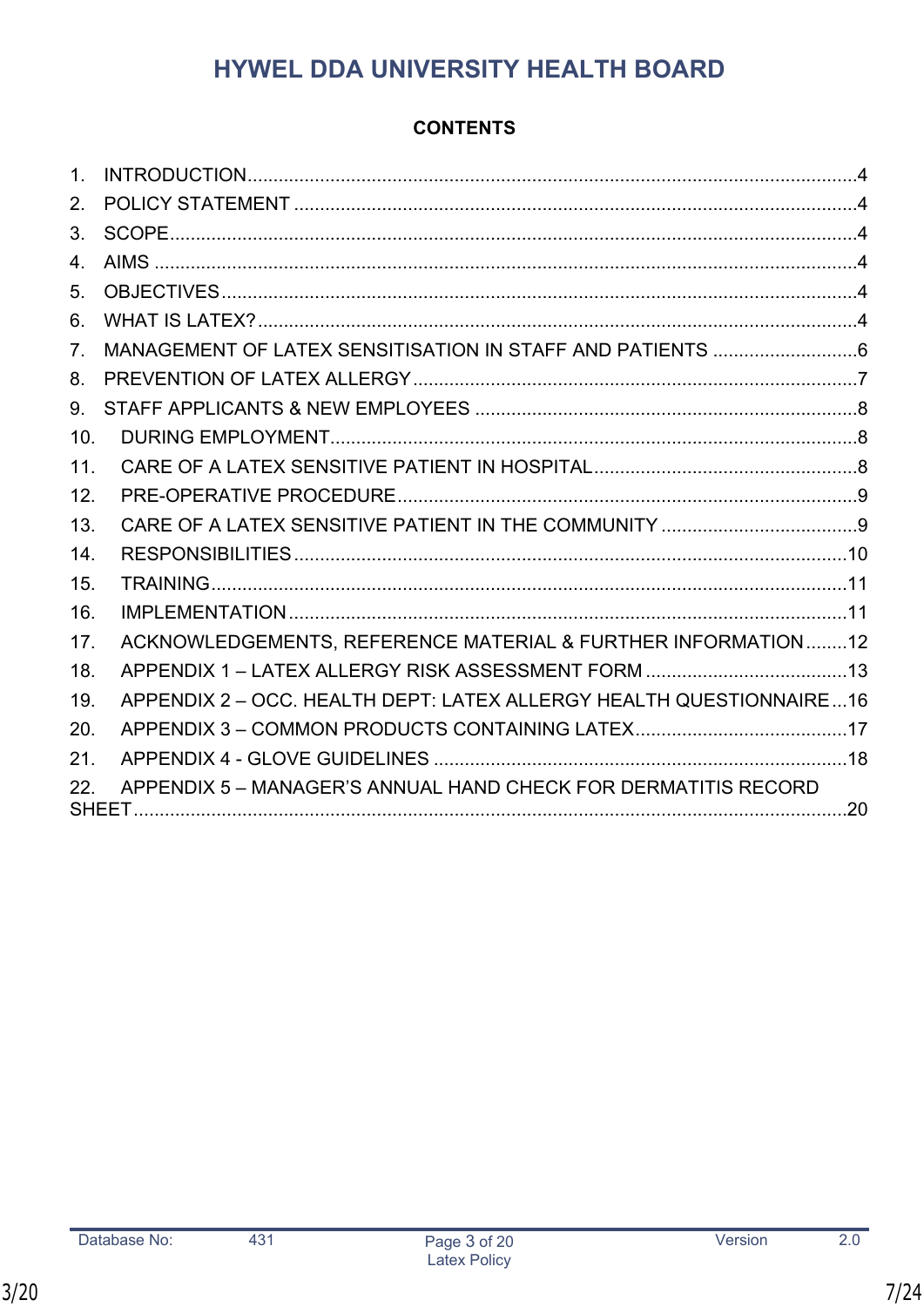## HYWEL DDA UNIVERSITY HEALTH BOARD

### CONTENTS

1. INTRODUCTION......4
2. POLICY STATEMENT......4
3. SCOPE......4
4. AIMS......4
5. OBJECTIVES......4
6. WHAT IS LATEX?......4
7. MANAGEMENT OF LATEX SENSITISATION IN STAFF AND PATIENTS......6
8. PREVENTION OF LATEX ALLERGY......7
9. STAFF APPLICANTS & NEW EMPLOYEES......8
10. DURING EMPLOYMENT......8
11. CARE OF A LATEX SENSITIVE PATIENT IN HOSPITAL......8
12. PRE-OPERATIVE PROCEDURE......9
13. CARE OF A LATEX SENSITIVE PATIENT IN THE COMMUNITY......9
14. RESPONSIBILITIES......10
15. TRAINING......11
16. IMPLEMENTATION......11
17. ACKNOWLEDGEMENTS, REFERENCE MATERIAL & FURTHER INFORMATION......12
18. APPENDIX 1 – LATEX ALLERGY RISK ASSESSMENT FORM......13
19. APPENDIX 2 – OCC. HEALTH DEPT: LATEX ALLERGY HEALTH QUESTIONNAIRE......16
20. APPENDIX 3 – COMMON PRODUCTS CONTAINING LATEX......17
21. APPENDIX 4 - GLOVE GUIDELINES......18
22. APPENDIX 5 – MANAGER'S ANNUAL HAND CHECK FOR DERMATITIS RECORD SHEET......20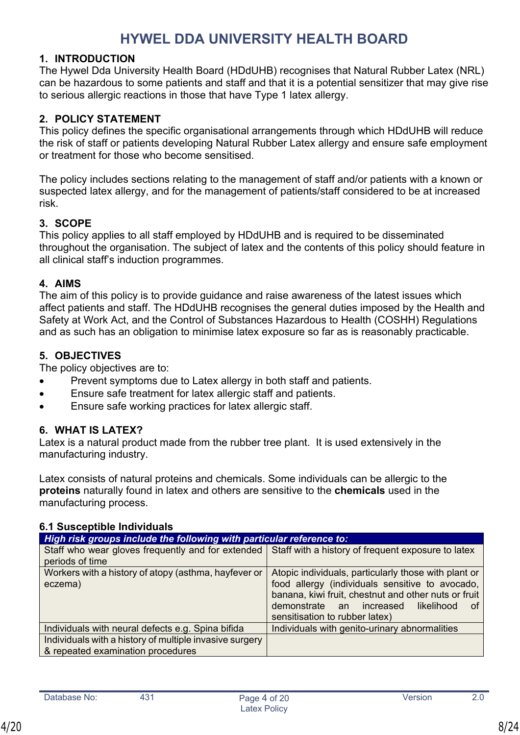# HYWEL DDA UNIVERSITY HEALTH BOARD

## 1. INTRODUCTION

The Hywel Dda University Health Board (HDdUHB) recognises that Natural Rubber Latex (NRL) can be hazardous to some patients and staff and that it is a potential sensitizer that may give rise to serious allergic reactions in those that have Type 1 latex allergy.

## 2. POLICY STATEMENT

This policy defines the specific organisational arrangements through which HDdUHB will reduce the risk of staff or patients developing Natural Rubber Latex allergy and ensure safe employment or treatment for those who become sensitised.

The policy includes sections relating to the management of staff and/or patients with a known or suspected latex allergy, and for the management of patients/staff considered to be at increased risk.

## 3. SCOPE

This policy applies to all staff employed by HDdUHB and is required to be disseminated throughout the organisation. The subject of latex and the contents of this policy should feature in all clinical staff's induction programmes.

## 4. AIMS

The aim of this policy is to provide guidance and raise awareness of the latest issues which affect patients and staff. The HDdUHB recognises the general duties imposed by the Health and Safety at Work Act, and the Control of Substances Hazardous to Health (COSHH) Regulations and as such has an obligation to minimise latex exposure so far as is reasonably practicable.

## 5. OBJECTIVES

The policy objectives are to:

- Prevent symptoms due to Latex allergy in both staff and patients.
- Ensure safe treatment for latex allergic staff and patients.
- Ensure safe working practices for latex allergic staff.

## 6. WHAT IS LATEX?

Latex is a natural product made from the rubber tree plant. It is used extensively in the manufacturing industry.

Latex consists of natural proteins and chemicals. Some individuals can be allergic to the **proteins** naturally found in latex and others are sensitive to the **chemicals** used in the manufacturing process.

### 6.1 Susceptible Individuals

| ***High risk groups include the following with particular reference to:*** | |
|---|---|
| Staff who wear gloves frequently and for extended periods of time | Staff with a history of frequent exposure to latex |
| Workers with a history of atopy (asthma, hayfever or eczema) | Atopic individuals, particularly those with plant or food allergy (individuals sensitive to avocado, banana, kiwi fruit, chestnut and other nuts or fruit demonstrate an increased likelihood of sensitisation to rubber latex) |
| Individuals with neural defects e.g. Spina bifida | Individuals with genito-urinary abnormalities |
| Individuals with a history of multiple invasive surgery & repeated examination procedures | |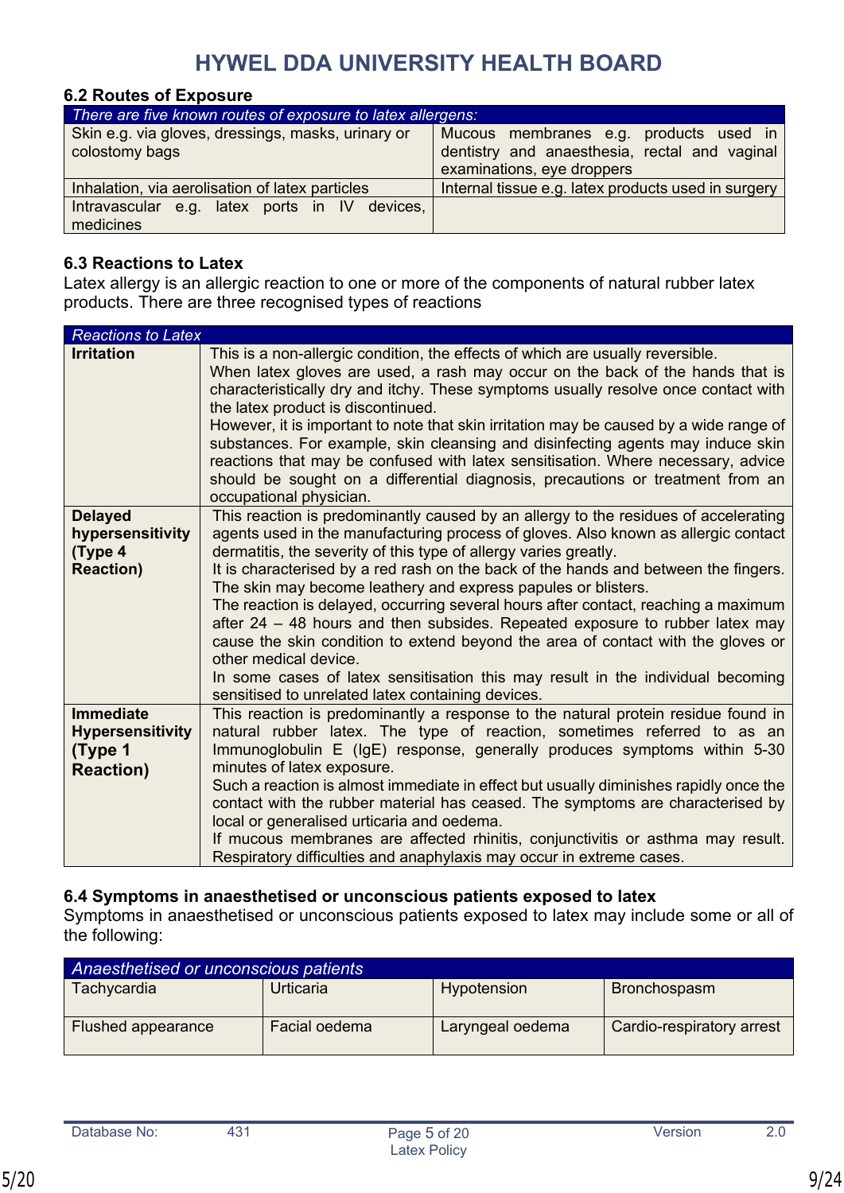### 6.2 Routes of Exposure

| *There are five known routes of exposure to latex allergens:* | |
|---|---|
| Skin e.g. via gloves, dressings, masks, urinary or colostomy bags | Mucous membranes e.g. products used in dentistry and anaesthesia, rectal and vaginal examinations, eye droppers |
| Inhalation, via aerolisation of latex particles | Internal tissue e.g. latex products used in surgery |
| Intravascular e.g. latex ports in IV devices, medicines | |

### 6.3 Reactions to Latex

Latex allergy is an allergic reaction to one or more of the components of natural rubber latex products. There are three recognised types of reactions

| *Reactions to Latex* | |
|---|---|
| **Irritation** | This is a non-allergic condition, the effects of which are usually reversible. When latex gloves are used, a rash may occur on the back of the hands that is characteristically dry and itchy. These symptoms usually resolve once contact with the latex product is discontinued. However, it is important to note that skin irritation may be caused by a wide range of substances. For example, skin cleansing and disinfecting agents may induce skin reactions that may be confused with latex sensitisation. Where necessary, advice should be sought on a differential diagnosis, precautions or treatment from an occupational physician. |
| **Delayed hypersensitivity (Type 4 Reaction)** | This reaction is predominantly caused by an allergy to the residues of accelerating agents used in the manufacturing process of gloves. Also known as allergic contact dermatitis, the severity of this type of allergy varies greatly. It is characterised by a red rash on the back of the hands and between the fingers. The skin may become leathery and express papules or blisters. The reaction is delayed, occurring several hours after contact, reaching a maximum after 24 – 48 hours and then subsides. Repeated exposure to rubber latex may cause the skin condition to extend beyond the area of contact with the gloves or other medical device. In some cases of latex sensitisation this may result in the individual becoming sensitised to unrelated latex containing devices. |
| **Immediate Hypersensitivity (Type 1 Reaction)** | This reaction is predominantly a response to the natural protein residue found in natural rubber latex. The type of reaction, sometimes referred to as an Immunoglobulin E (IgE) response, generally produces symptoms within 5-30 minutes of latex exposure. Such a reaction is almost immediate in effect but usually diminishes rapidly once the contact with the rubber material has ceased. The symptoms are characterised by local or generalised urticaria and oedema. If mucous membranes are affected rhinitis, conjunctivitis or asthma may result. Respiratory difficulties and anaphylaxis may occur in extreme cases. |

### 6.4 Symptoms in anaesthetised or unconscious patients exposed to latex

Symptoms in anaesthetised or unconscious patients exposed to latex may include some or all of the following:

| *Anaesthetised or unconscious patients* | | | |
|---|---|---|---|
| Tachycardia | Urticaria | Hypotension | Bronchospasm |
| Flushed appearance | Facial oedema | Laryngeal oedema | Cardio-respiratory arrest |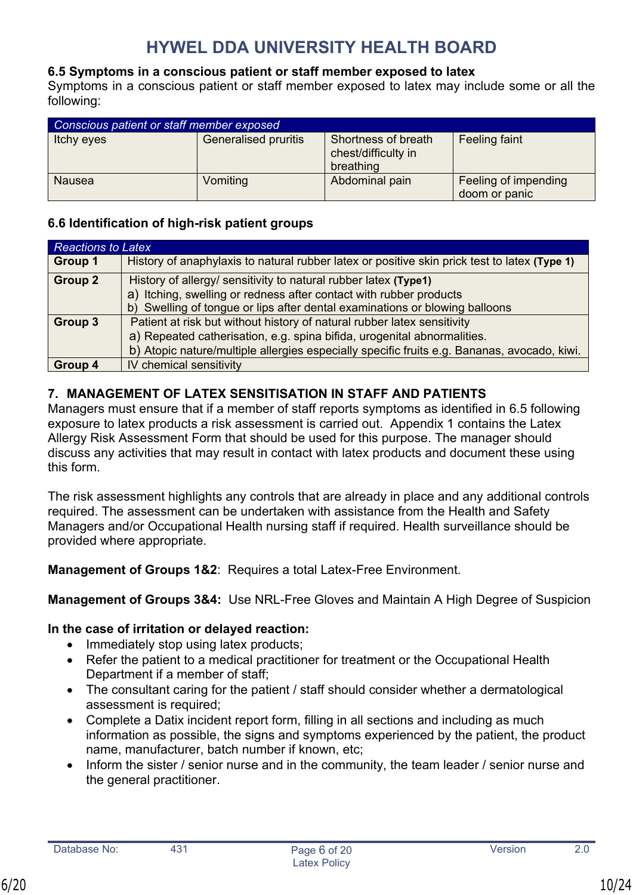### 6.5 Symptoms in a conscious patient or staff member exposed to latex

Symptoms in a conscious patient or staff member exposed to latex may include some or all the following:

| *Conscious patient or staff member exposed* | | | |
|---|---|---|---|
| Itchy eyes | Generalised pruritis | Shortness of breath chest/difficulty in breathing | Feeling faint |
| Nausea | Vomiting | Abdominal pain | Feeling of impending doom or panic |

### 6.6 Identification of high-risk patient groups

| *Reactions to Latex* | |
|---|---|
| **Group 1** | History of anaphylaxis to natural rubber latex or positive skin prick test to latex **(Type 1)** |
| **Group 2** | History of allergy/ sensitivity to natural rubber latex **(Type1)**<br>a) Itching, swelling or redness after contact with rubber products<br>b) Swelling of tongue or lips after dental examinations or blowing balloons |
| **Group 3** | Patient at risk but without history of natural rubber latex sensitivity<br>a) Repeated catherisation, e.g. spina bifida, urogenital abnormalities.<br>b) Atopic nature/multiple allergies especially specific fruits e.g. Bananas, avocado, kiwi. |
| **Group 4** | IV chemical sensitivity |

## 7. MANAGEMENT OF LATEX SENSITISATION IN STAFF AND PATIENTS

Managers must ensure that if a member of staff reports symptoms as identified in 6.5 following exposure to latex products a risk assessment is carried out. Appendix 1 contains the Latex Allergy Risk Assessment Form that should be used for this purpose. The manager should discuss any activities that may result in contact with latex products and document these using this form.

The risk assessment highlights any controls that are already in place and any additional controls required. The assessment can be undertaken with assistance from the Health and Safety Managers and/or Occupational Health nursing staff if required. Health surveillance should be provided where appropriate.

**Management of Groups 1&2**: Requires a total Latex-Free Environment.

**Management of Groups 3&4:** Use NRL-Free Gloves and Maintain A High Degree of Suspicion

**In the case of irritation or delayed reaction:**

- Immediately stop using latex products;
- Refer the patient to a medical practitioner for treatment or the Occupational Health Department if a member of staff;
- The consultant caring for the patient / staff should consider whether a dermatological assessment is required;
- Complete a Datix incident report form, filling in all sections and including as much information as possible, the signs and symptoms experienced by the patient, the product name, manufacturer, batch number if known, etc;
- Inform the sister / senior nurse and in the community, the team leader / senior nurse and the general practitioner.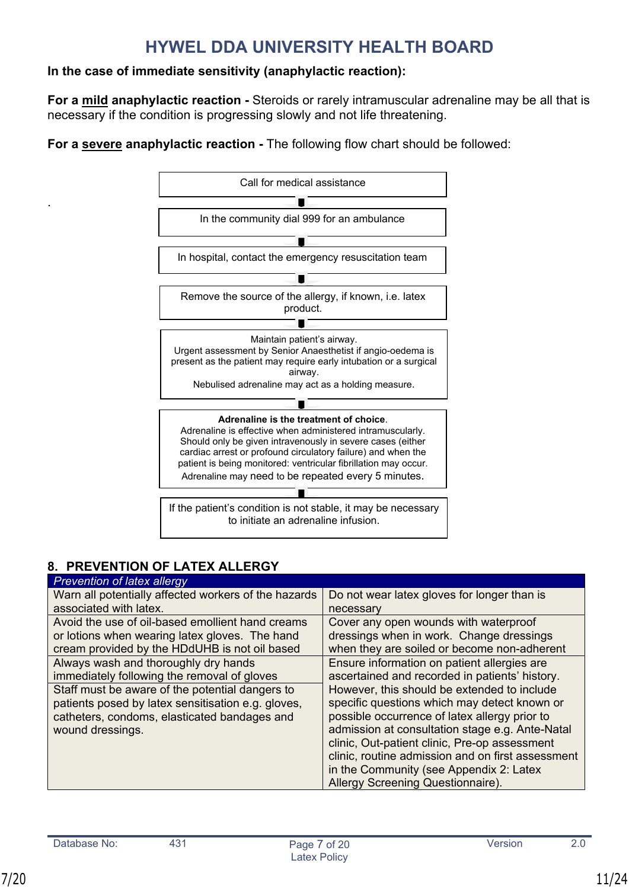**In the case of immediate sensitivity (anaphylactic reaction):**

**For a mild anaphylactic reaction -** Steroids or rarely intramuscular adrenaline may be all that is necessary if the condition is progressing slowly and not life threatening.

**For a severe anaphylactic reaction -** The following flow chart should be followed:

Call for medical assistance

↓

In the community dial 999 for an ambulance

↓

In hospital, contact the emergency resuscitation team

↓

Remove the source of the allergy, if known, i.e. latex product.

↓

Maintain patient's airway.
Urgent assessment by Senior Anaesthetist if angio-oedema is present as the patient may require early intubation or a surgical airway.
Nebulised adrenaline may act as a holding measure.

↓

**Adrenaline is the treatment of choice**.
Adrenaline is effective when administered intramuscularly. Should only be given intravenously in severe cases (either cardiac arrest or profound circulatory failure) and when the patient is being monitored: ventricular fibrillation may occur. Adrenaline may need to be repeated every 5 minutes.

↓

If the patient's condition is not stable, it may be necessary to initiate an adrenaline infusion.

## 8. PREVENTION OF LATEX ALLERGY

| *Prevention of latex allergy* | |
|---|---|
| Warn all potentially affected workers of the hazards associated with latex. | Do not wear latex gloves for longer than is necessary |
| Avoid the use of oil-based emollient hand creams or lotions when wearing latex gloves. The hand cream provided by the HDdUHB is not oil based | Cover any open wounds with waterproof dressings when in work. Change dressings when they are soiled or become non-adherent |
| Always wash and thoroughly dry hands immediately following the removal of gloves | Ensure information on patient allergies are ascertained and recorded in patients' history. However, this should be extended to include specific questions which may detect known or possible occurrence of latex allergy prior to admission at consultation stage e.g. Ante-Natal clinic, Out-patient clinic, Pre-op assessment clinic, routine admission and on first assessment in the Community (see Appendix 2: Latex Allergy Screening Questionnaire). |
| Staff must be aware of the potential dangers to patients posed by latex sensitisation e.g. gloves, catheters, condoms, elasticated bandages and wound dressings. | |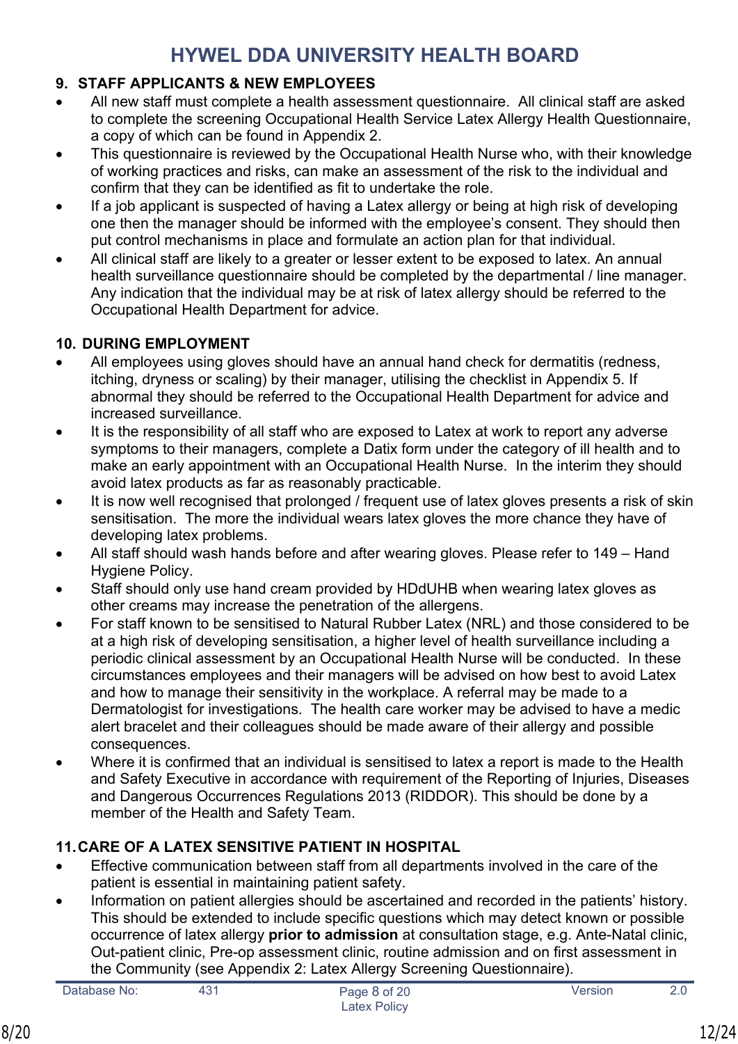## 9. STAFF APPLICANTS & NEW EMPLOYEES

- All new staff must complete a health assessment questionnaire. All clinical staff are asked to complete the screening Occupational Health Service Latex Allergy Health Questionnaire, a copy of which can be found in Appendix 2.
- This questionnaire is reviewed by the Occupational Health Nurse who, with their knowledge of working practices and risks, can make an assessment of the risk to the individual and confirm that they can be identified as fit to undertake the role.
- If a job applicant is suspected of having a Latex allergy or being at high risk of developing one then the manager should be informed with the employee's consent. They should then put control mechanisms in place and formulate an action plan for that individual.
- All clinical staff are likely to a greater or lesser extent to be exposed to latex. An annual health surveillance questionnaire should be completed by the departmental / line manager. Any indication that the individual may be at risk of latex allergy should be referred to the Occupational Health Department for advice.

## 10. DURING EMPLOYMENT

- All employees using gloves should have an annual hand check for dermatitis (redness, itching, dryness or scaling) by their manager, utilising the checklist in Appendix 5. If abnormal they should be referred to the Occupational Health Department for advice and increased surveillance.
- It is the responsibility of all staff who are exposed to Latex at work to report any adverse symptoms to their managers, complete a Datix form under the category of ill health and to make an early appointment with an Occupational Health Nurse. In the interim they should avoid latex products as far as reasonably practicable.
- It is now well recognised that prolonged / frequent use of latex gloves presents a risk of skin sensitisation. The more the individual wears latex gloves the more chance they have of developing latex problems.
- All staff should wash hands before and after wearing gloves. Please refer to 149 – Hand Hygiene Policy.
- Staff should only use hand cream provided by HDdUHB when wearing latex gloves as other creams may increase the penetration of the allergens.
- For staff known to be sensitised to Natural Rubber Latex (NRL) and those considered to be at a high risk of developing sensitisation, a higher level of health surveillance including a periodic clinical assessment by an Occupational Health Nurse will be conducted. In these circumstances employees and their managers will be advised on how best to avoid Latex and how to manage their sensitivity in the workplace. A referral may be made to a Dermatologist for investigations. The health care worker may be advised to have a medic alert bracelet and their colleagues should be made aware of their allergy and possible consequences.
- Where it is confirmed that an individual is sensitised to latex a report is made to the Health and Safety Executive in accordance with requirement of the Reporting of Injuries, Diseases and Dangerous Occurrences Regulations 2013 (RIDDOR). This should be done by a member of the Health and Safety Team.

## 11. CARE OF A LATEX SENSITIVE PATIENT IN HOSPITAL

- Effective communication between staff from all departments involved in the care of the patient is essential in maintaining patient safety.
- Information on patient allergies should be ascertained and recorded in the patients' history. This should be extended to include specific questions which may detect known or possible occurrence of latex allergy **prior to admission** at consultation stage, e.g. Ante-Natal clinic, Out-patient clinic, Pre-op assessment clinic, routine admission and on first assessment in the Community (see Appendix 2: Latex Allergy Screening Questionnaire).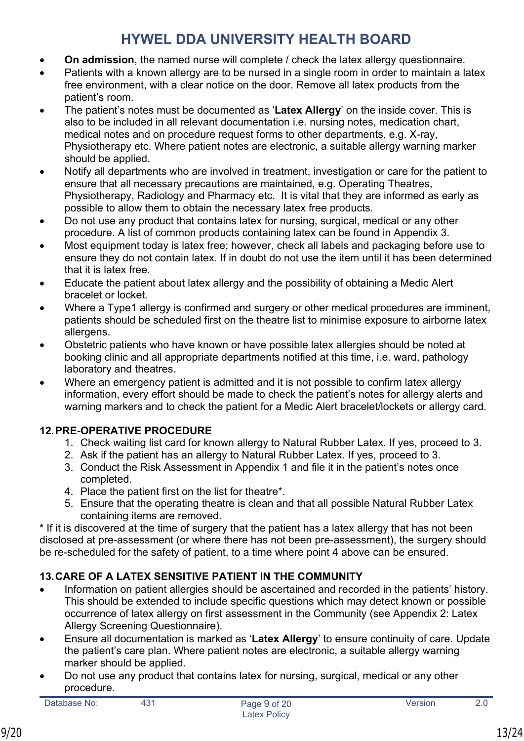- **On admission**, the named nurse will complete / check the latex allergy questionnaire.
- Patients with a known allergy are to be nursed in a single room in order to maintain a latex free environment, with a clear notice on the door. Remove all latex products from the patient's room.
- The patient's notes must be documented as '**Latex Allergy**' on the inside cover. This is also to be included in all relevant documentation i.e. nursing notes, medication chart, medical notes and on procedure request forms to other departments, e.g. X-ray, Physiotherapy etc. Where patient notes are electronic, a suitable allergy warning marker should be applied.
- Notify all departments who are involved in treatment, investigation or care for the patient to ensure that all necessary precautions are maintained, e.g. Operating Theatres, Physiotherapy, Radiology and Pharmacy etc. It is vital that they are informed as early as possible to allow them to obtain the necessary latex free products.
- Do not use any product that contains latex for nursing, surgical, medical or any other procedure. A list of common products containing latex can be found in Appendix 3.
- Most equipment today is latex free; however, check all labels and packaging before use to ensure they do not contain latex. If in doubt do not use the item until it has been determined that it is latex free.
- Educate the patient about latex allergy and the possibility of obtaining a Medic Alert bracelet or locket.
- Where a Type1 allergy is confirmed and surgery or other medical procedures are imminent, patients should be scheduled first on the theatre list to minimise exposure to airborne latex allergens.
- Obstetric patients who have known or have possible latex allergies should be noted at booking clinic and all appropriate departments notified at this time, i.e. ward, pathology laboratory and theatres.
- Where an emergency patient is admitted and it is not possible to confirm latex allergy information, every effort should be made to check the patient's notes for allergy alerts and warning markers and to check the patient for a Medic Alert bracelet/lockets or allergy card.

## 12. PRE-OPERATIVE PROCEDURE

1. Check waiting list card for known allergy to Natural Rubber Latex. If yes, proceed to 3.
2. Ask if the patient has an allergy to Natural Rubber Latex. If yes, proceed to 3.
3. Conduct the Risk Assessment in Appendix 1 and file it in the patient's notes once completed.
4. Place the patient first on the list for theatre*.
5. Ensure that the operating theatre is clean and that all possible Natural Rubber Latex containing items are removed.

* If it is discovered at the time of surgery that the patient has a latex allergy that has not been disclosed at pre-assessment (or where there has not been pre-assessment), the surgery should be re-scheduled for the safety of patient, to a time where point 4 above can be ensured.

## 13. CARE OF A LATEX SENSITIVE PATIENT IN THE COMMUNITY

- Information on patient allergies should be ascertained and recorded in the patients' history. This should be extended to include specific questions which may detect known or possible occurrence of latex allergy on first assessment in the Community (see Appendix 2: Latex Allergy Screening Questionnaire).
- Ensure all documentation is marked as '**Latex Allergy**' to ensure continuity of care. Update the patient's care plan. Where patient notes are electronic, a suitable allergy warning marker should be applied.
- Do not use any product that contains latex for nursing, surgical, medical or any other procedure.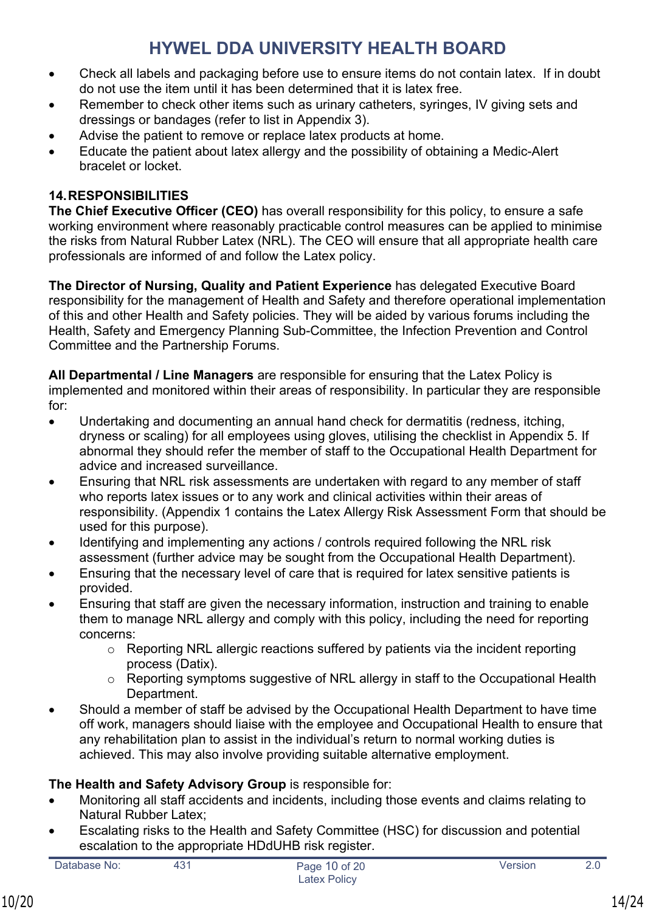- Check all labels and packaging before use to ensure items do not contain latex. If in doubt do not use the item until it has been determined that it is latex free.
- Remember to check other items such as urinary catheters, syringes, IV giving sets and dressings or bandages (refer to list in Appendix 3).
- Advise the patient to remove or replace latex products at home.
- Educate the patient about latex allergy and the possibility of obtaining a Medic-Alert bracelet or locket.

## 14. RESPONSIBILITIES

**The Chief Executive Officer (CEO)** has overall responsibility for this policy, to ensure a safe working environment where reasonably practicable control measures can be applied to minimise the risks from Natural Rubber Latex (NRL). The CEO will ensure that all appropriate health care professionals are informed of and follow the Latex policy.

**The Director of Nursing, Quality and Patient Experience** has delegated Executive Board responsibility for the management of Health and Safety and therefore operational implementation of this and other Health and Safety policies. They will be aided by various forums including the Health, Safety and Emergency Planning Sub-Committee, the Infection Prevention and Control Committee and the Partnership Forums.

**All Departmental / Line Managers** are responsible for ensuring that the Latex Policy is implemented and monitored within their areas of responsibility. In particular they are responsible for:

- Undertaking and documenting an annual hand check for dermatitis (redness, itching, dryness or scaling) for all employees using gloves, utilising the checklist in Appendix 5. If abnormal they should refer the member of staff to the Occupational Health Department for advice and increased surveillance.
- Ensuring that NRL risk assessments are undertaken with regard to any member of staff who reports latex issues or to any work and clinical activities within their areas of responsibility. (Appendix 1 contains the Latex Allergy Risk Assessment Form that should be used for this purpose).
- Identifying and implementing any actions / controls required following the NRL risk assessment (further advice may be sought from the Occupational Health Department).
- Ensuring that the necessary level of care that is required for latex sensitive patients is provided.
- Ensuring that staff are given the necessary information, instruction and training to enable them to manage NRL allergy and comply with this policy, including the need for reporting concerns:
  - Reporting NRL allergic reactions suffered by patients via the incident reporting process (Datix).
  - Reporting symptoms suggestive of NRL allergy in staff to the Occupational Health Department.
- Should a member of staff be advised by the Occupational Health Department to have time off work, managers should liaise with the employee and Occupational Health to ensure that any rehabilitation plan to assist in the individual's return to normal working duties is achieved. This may also involve providing suitable alternative employment.

**The Health and Safety Advisory Group** is responsible for:

- Monitoring all staff accidents and incidents, including those events and claims relating to Natural Rubber Latex;
- Escalating risks to the Health and Safety Committee (HSC) for discussion and potential escalation to the appropriate HDdUHB risk register.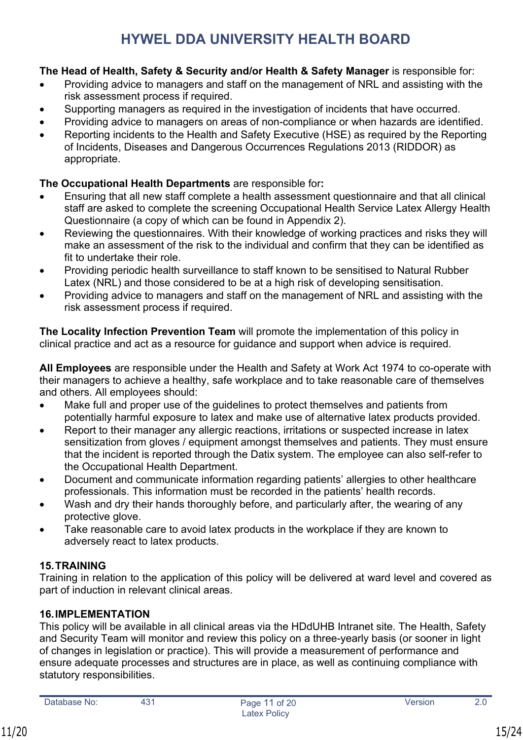**The Head of Health, Safety & Security and/or Health & Safety Manager** is responsible for:

- Providing advice to managers and staff on the management of NRL and assisting with the risk assessment process if required.
- Supporting managers as required in the investigation of incidents that have occurred.
- Providing advice to managers on areas of non-compliance or when hazards are identified.
- Reporting incidents to the Health and Safety Executive (HSE) as required by the Reporting of Incidents, Diseases and Dangerous Occurrences Regulations 2013 (RIDDOR) as appropriate.

**The Occupational Health Departments** are responsible for**:**

- Ensuring that all new staff complete a health assessment questionnaire and that all clinical staff are asked to complete the screening Occupational Health Service Latex Allergy Health Questionnaire (a copy of which can be found in Appendix 2).
- Reviewing the questionnaires. With their knowledge of working practices and risks they will make an assessment of the risk to the individual and confirm that they can be identified as fit to undertake their role.
- Providing periodic health surveillance to staff known to be sensitised to Natural Rubber Latex (NRL) and those considered to be at a high risk of developing sensitisation.
- Providing advice to managers and staff on the management of NRL and assisting with the risk assessment process if required.

**The Locality Infection Prevention Team** will promote the implementation of this policy in clinical practice and act as a resource for guidance and support when advice is required.

**All Employees** are responsible under the Health and Safety at Work Act 1974 to co-operate with their managers to achieve a healthy, safe workplace and to take reasonable care of themselves and others. All employees should:

- Make full and proper use of the guidelines to protect themselves and patients from potentially harmful exposure to latex and make use of alternative latex products provided.
- Report to their manager any allergic reactions, irritations or suspected increase in latex sensitization from gloves / equipment amongst themselves and patients. They must ensure that the incident is reported through the Datix system. The employee can also self-refer to the Occupational Health Department.
- Document and communicate information regarding patients' allergies to other healthcare professionals. This information must be recorded in the patients' health records.
- Wash and dry their hands thoroughly before, and particularly after, the wearing of any protective glove.
- Take reasonable care to avoid latex products in the workplace if they are known to adversely react to latex products.

## 15. TRAINING

Training in relation to the application of this policy will be delivered at ward level and covered as part of induction in relevant clinical areas.

## 16. IMPLEMENTATION

This policy will be available in all clinical areas via the HDdUHB Intranet site. The Health, Safety and Security Team will monitor and review this policy on a three-yearly basis (or sooner in light of changes in legislation or practice). This will provide a measurement of performance and ensure adequate processes and structures are in place, as well as continuing compliance with statutory responsibilities.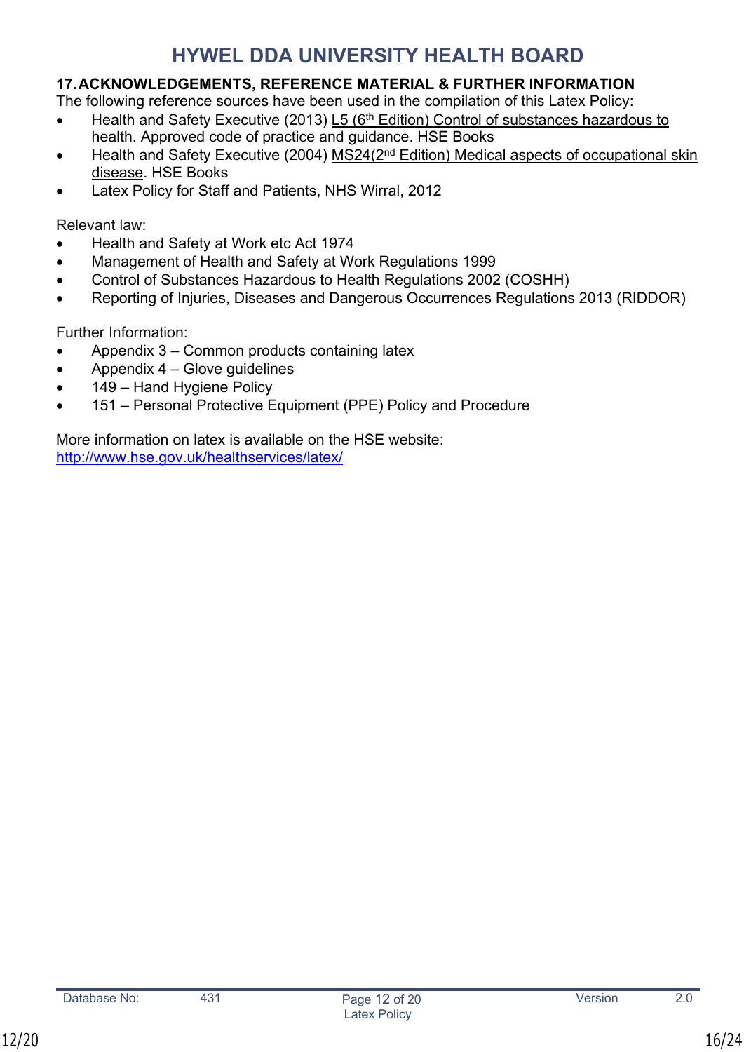## 17. ACKNOWLEDGEMENTS, REFERENCE MATERIAL & FURTHER INFORMATION

The following reference sources have been used in the compilation of this Latex Policy:

- Health and Safety Executive (2013) L5 (6th Edition) Control of substances hazardous to health. Approved code of practice and guidance. HSE Books
- Health and Safety Executive (2004) MS24(2nd Edition) Medical aspects of occupational skin disease. HSE Books
- Latex Policy for Staff and Patients, NHS Wirral, 2012

Relevant law:

- Health and Safety at Work etc Act 1974
- Management of Health and Safety at Work Regulations 1999
- Control of Substances Hazardous to Health Regulations 2002 (COSHH)
- Reporting of Injuries, Diseases and Dangerous Occurrences Regulations 2013 (RIDDOR)

Further Information:

- Appendix 3 – Common products containing latex
- Appendix 4 – Glove guidelines
- 149 – Hand Hygiene Policy
- 151 – Personal Protective Equipment (PPE) Policy and Procedure

More information on latex is available on the HSE website:
http://www.hse.gov.uk/healthservices/latex/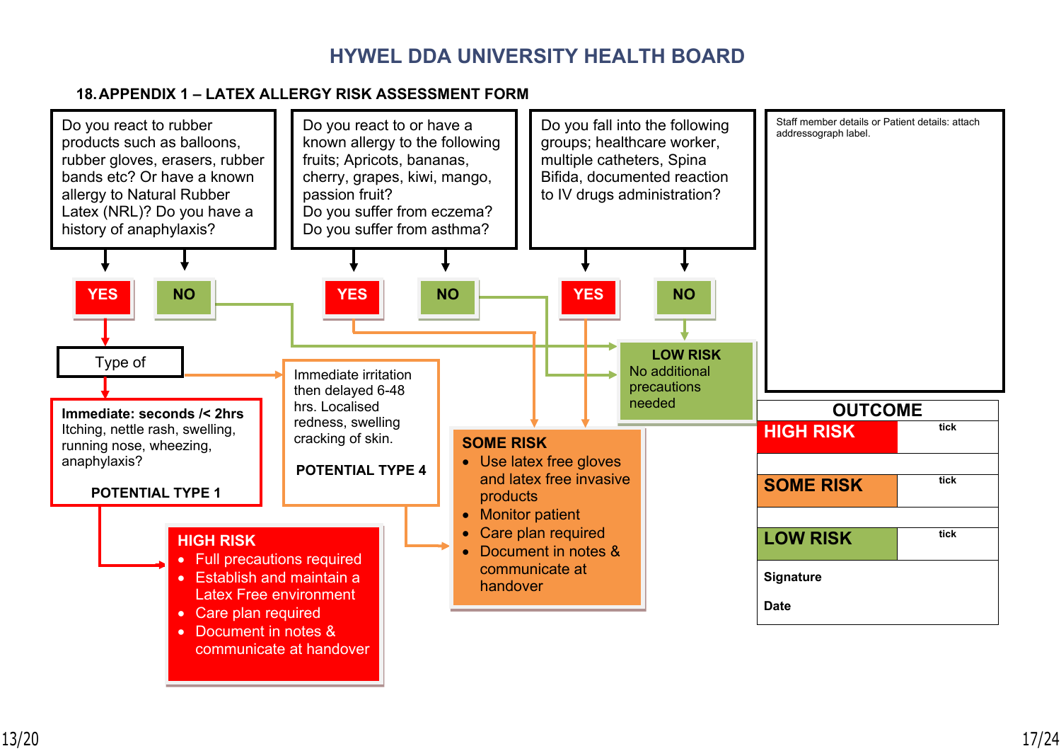# HYWEL DDA UNIVERSITY HEALTH BOARD

## 18. APPENDIX 1 – LATEX ALLERGY RISK ASSESSMENT FORM

Do you react to rubber products such as balloons, rubber gloves, erasers, rubber bands etc? Or have a known allergy to Natural Rubber Latex (NRL)? Do you have a history of anaphylaxis?

YES

NO

Do you react to or have a known allergy to the following fruits; Apricots, bananas, cherry, grapes, kiwi, mango, passion fruit?
Do you suffer from eczema?
Do you suffer from asthma?

YES

NO

Do you fall into the following groups; healthcare worker, multiple catheters, Spina Bifida, documented reaction to IV drugs administration?

YES

NO

Staff member details or Patient details: attach addressograph label.

Type of

**Immediate: seconds /< 2hrs**
Itching, nettle rash, swelling, running nose, wheezing, anaphylaxis?

**POTENTIAL TYPE 1**

Immediate irritation then delayed 6-48 hrs. Localised redness, swelling cracking of skin.

**POTENTIAL TYPE 4**

**LOW RISK**
No additional precautions needed

**SOME RISK**
- Use latex free gloves and latex free invasive products
- Monitor patient
- Care plan required
- Document in notes & communicate at handover

**HIGH RISK**
- Full precautions required
- Establish and maintain a Latex Free environment
- Care plan required
- Document in notes & communicate at handover

| OUTCOME | |
|---|---|
| HIGH RISK | tick |
| | |
| SOME RISK | tick |
| | |
| LOW RISK | tick |
| Signature | |
| Date | |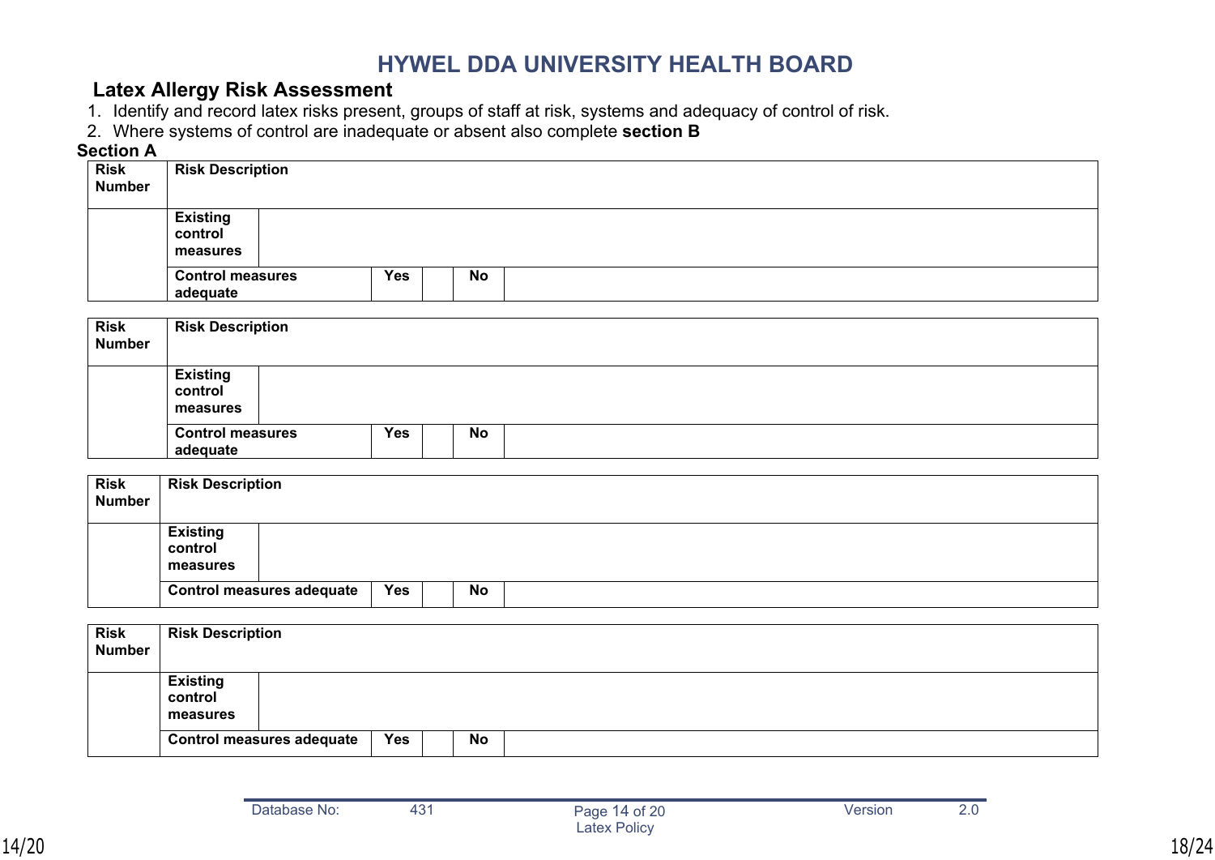# HYWEL DDA UNIVERSITY HEALTH BOARD

## Latex Allergy Risk Assessment

1. Identify and record latex risks present, groups of staff at risk, systems and adequacy of control of risk.
2. Where systems of control are inadequate or absent also complete **section B**

### Section A

| **Risk Number** | **Risk Description** | | | | | |
|---|---|---|---|---|---|---|
| | **Existing control measures** | | | | | |
| | **Control measures adequate** | | **Yes** | | **No** | |

| **Risk Number** | **Risk Description** | | | | | |
|---|---|---|---|---|---|---|
| | **Existing control measures** | | | | | |
| | **Control measures adequate** | | **Yes** | | **No** | |

| **Risk Number** | **Risk Description** | | | | | |
|---|---|---|---|---|---|---|
| | **Existing control measures** | | | | | |
| | **Control measures adequate** | | **Yes** | | **No** | |

| **Risk Number** | **Risk Description** | | | | | |
|---|---|---|---|---|---|---|
| | **Existing control measures** | | | | | |
| | **Control measures adequate** | | **Yes** | | **No** | |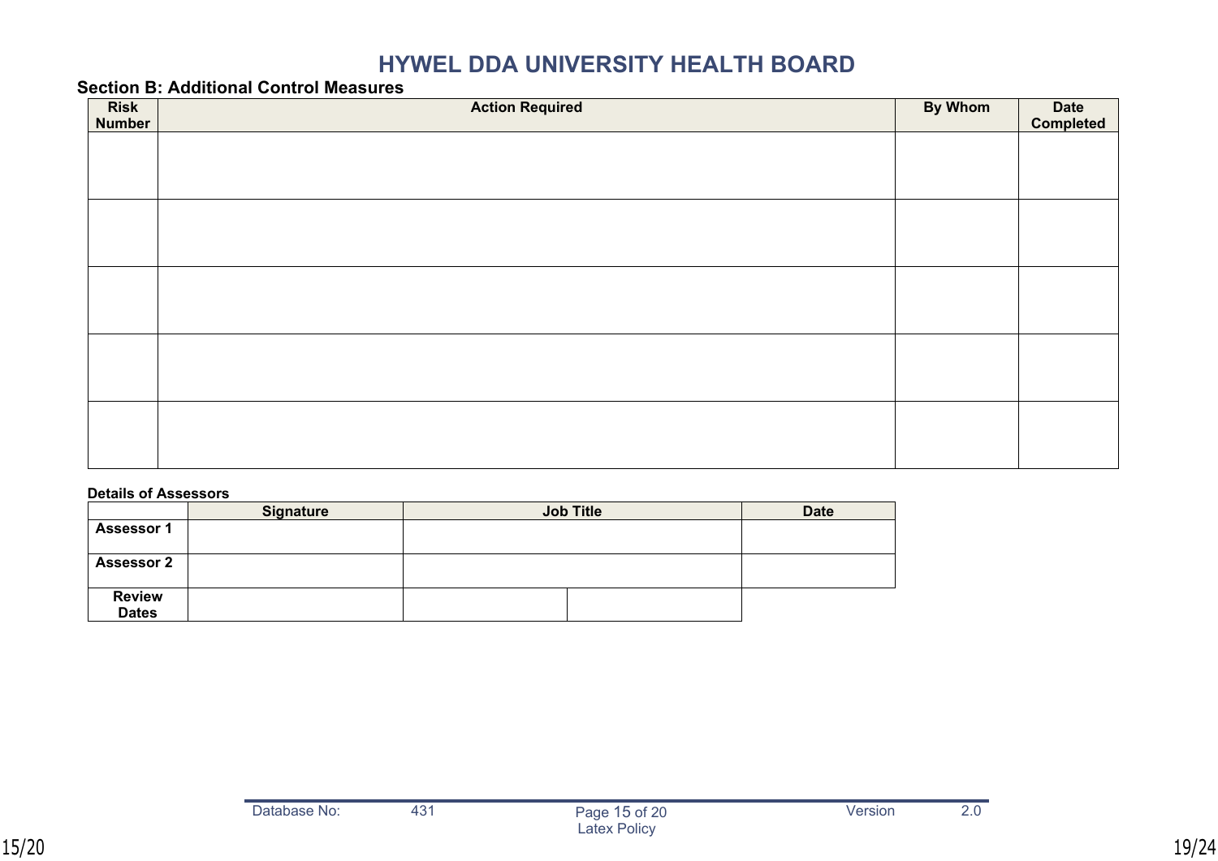# HYWEL DDA UNIVERSITY HEALTH BOARD

### Section B: Additional Control Measures

| Risk Number | Action Required | By Whom | Date Completed |
|---|---|---|---|
| | | | |
| | | | |
| | | | |
| | | | |
| | | | |

**Details of Assessors**

| | Signature | Job Title | | Date |
|---|---|---|---|---|
| **Assessor 1** | | | | |
| **Assessor 2** | | | | |
| **Review Dates** | | | | |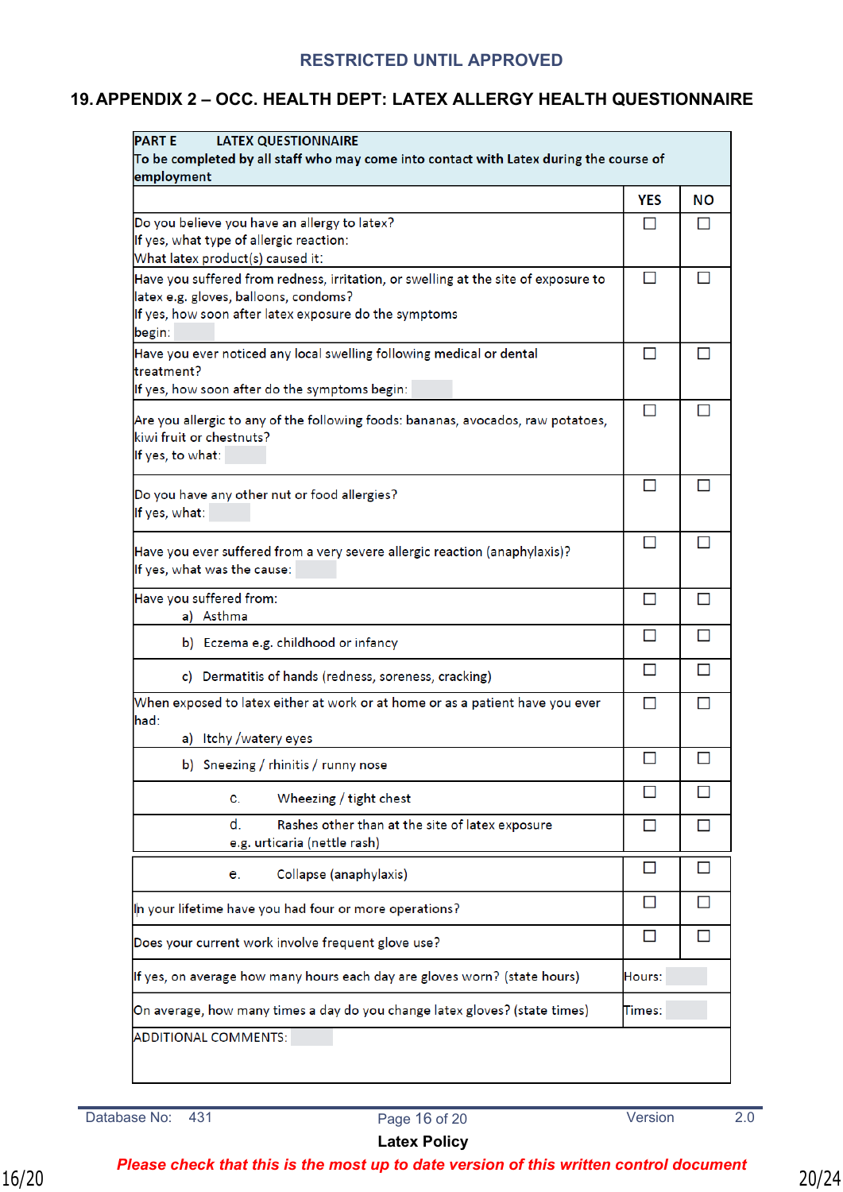**RESTRICTED UNTIL APPROVED**

## 19. APPENDIX 2 – OCC. HEALTH DEPT: LATEX ALLERGY HEALTH QUESTIONNAIRE

| **PART E LATEX QUESTIONNAIRE**<br>**To be completed by all staff who may come into contact with Latex during the course of employment** | | |
|---|---|---|
| | **YES** | **NO** |
| Do you believe you have an allergy to latex?<br>If yes, what type of allergic reaction:<br>What latex product(s) caused it: | ☐ | ☐ |
| Have you suffered from redness, irritation, or swelling at the site of exposure to latex e.g. gloves, balloons, condoms?<br>If yes, how soon after latex exposure do the symptoms begin: | ☐ | ☐ |
| Have you ever noticed any local swelling following medical or dental treatment?<br>If yes, how soon after do the symptoms begin: | ☐ | ☐ |
| Are you allergic to any of the following foods: bananas, avocados, raw potatoes, kiwi fruit or chestnuts?<br>If yes, to what: | ☐ | ☐ |
| Do you have any other nut or food allergies?<br>If yes, what: | ☐ | ☐ |
| Have you ever suffered from a very severe allergic reaction (anaphylaxis)?<br>If yes, what was the cause: | ☐ | ☐ |
| Have you suffered from:<br>a) Asthma | ☐ | ☐ |
| b) Eczema e.g. childhood or infancy | ☐ | ☐ |
| c) Dermatitis of hands (redness, soreness, cracking) | ☐ | ☐ |
| When exposed to latex either at work or at home or as a patient have you ever had:<br>a) Itchy /watery eyes | ☐ | ☐ |
| b) Sneezing / rhinitis / runny nose | ☐ | ☐ |
| c. Wheezing / tight chest | ☐ | ☐ |
| d. Rashes other than at the site of latex exposure e.g. urticaria (nettle rash) | ☐ | ☐ |
| e. Collapse (anaphylaxis) | ☐ | ☐ |
| In your lifetime have you had four or more operations? | ☐ | ☐ |
| Does your current work involve frequent glove use? | ☐ | ☐ |
| If yes, on average how many hours each day are gloves worn? (state hours) | Hours: | |
| On average, how many times a day do you change latex gloves? (state times) | Times: | |
| ADDITIONAL COMMENTS: | | |

Database No: 431 | Version 2.0

**Latex Policy**

***Please check that this is the most up to date version of this written control document***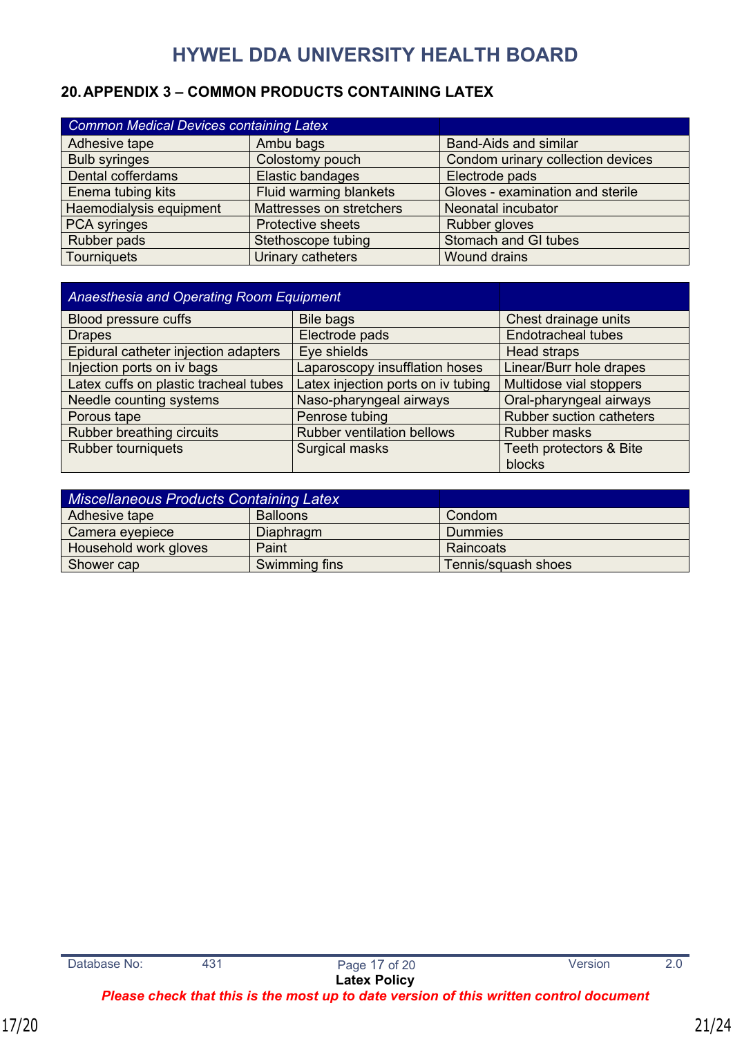## 20. APPENDIX 3 – COMMON PRODUCTS CONTAINING LATEX

| *Common Medical Devices containing Latex* | | |
|---|---|---|
| Adhesive tape | Ambu bags | Band-Aids and similar |
| Bulb syringes | Colostomy pouch | Condom urinary collection devices |
| Dental cofferdams | Elastic bandages | Electrode pads |
| Enema tubing kits | Fluid warming blankets | Gloves - examination and sterile |
| Haemodialysis equipment | Mattresses on stretchers | Neonatal incubator |
| PCA syringes | Protective sheets | Rubber gloves |
| Rubber pads | Stethoscope tubing | Stomach and GI tubes |
| Tourniquets | Urinary catheters | Wound drains |

| *Anaesthesia and Operating Room Equipment* | | |
|---|---|---|
| Blood pressure cuffs | Bile bags | Chest drainage units |
| Drapes | Electrode pads | Endotracheal tubes |
| Epidural catheter injection adapters | Eye shields | Head straps |
| Injection ports on iv bags | Laparoscopy insufflation hoses | Linear/Burr hole drapes |
| Latex cuffs on plastic tracheal tubes | Latex injection ports on iv tubing | Multidose vial stoppers |
| Needle counting systems | Naso-pharyngeal airways | Oral-pharyngeal airways |
| Porous tape | Penrose tubing | Rubber suction catheters |
| Rubber breathing circuits | Rubber ventilation bellows | Rubber masks |
| Rubber tourniquets | Surgical masks | Teeth protectors & Bite blocks |

| *Miscellaneous Products Containing Latex* | | |
|---|---|---|
| Adhesive tape | Balloons | Condom |
| Camera eyepiece | Diaphragm | Dummies |
| Household work gloves | Paint | Raincoats |
| Shower cap | Swimming fins | Tennis/squash shoes |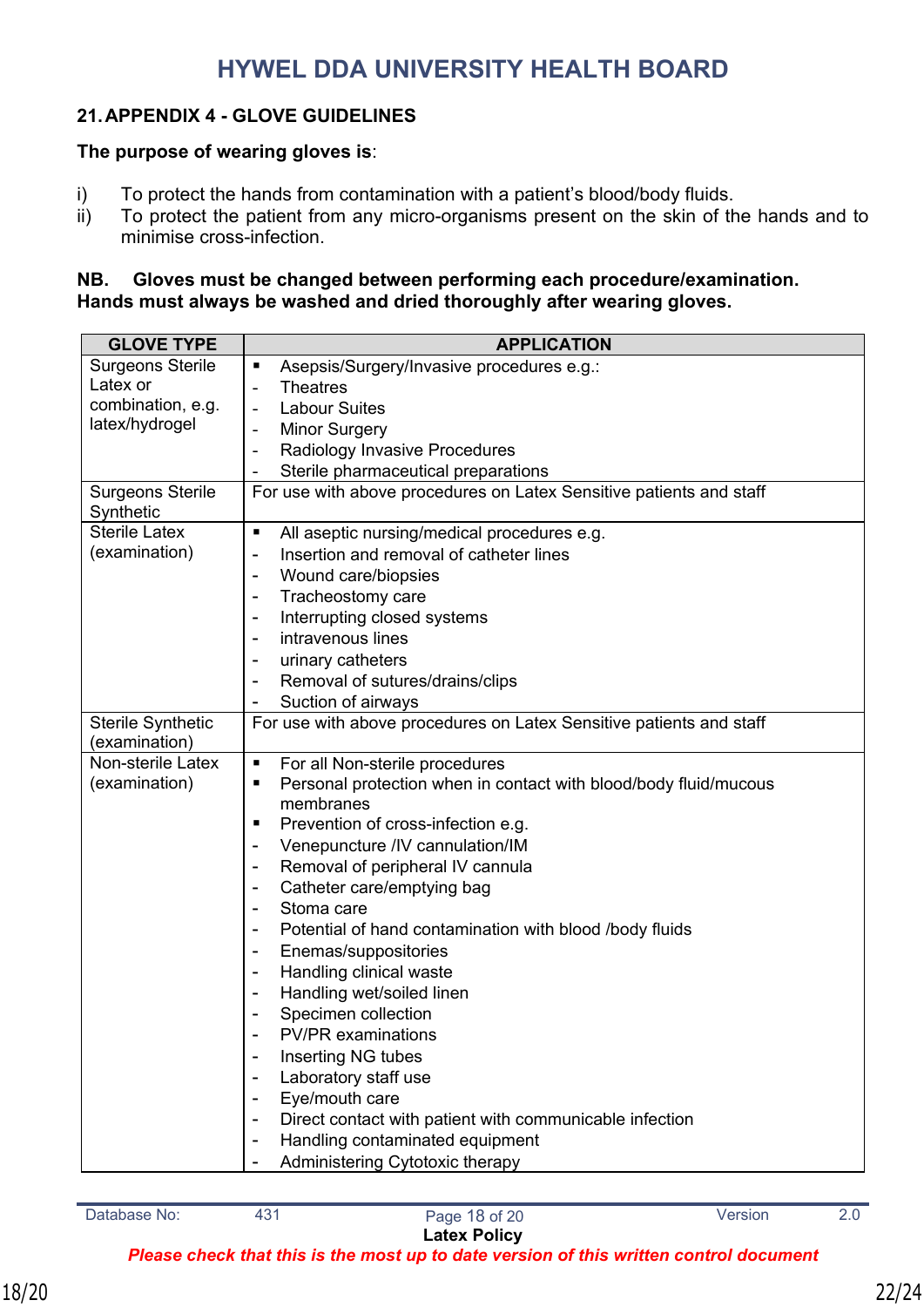## 21. APPENDIX 4 - GLOVE GUIDELINES

**The purpose of wearing gloves is**:

i) To protect the hands from contamination with a patient's blood/body fluids.
ii) To protect the patient from any micro-organisms present on the skin of the hands and to minimise cross-infection.

**NB. Gloves must be changed between performing each procedure/examination. Hands must always be washed and dried thoroughly after wearing gloves.**

| GLOVE TYPE | APPLICATION |
|---|---|
| Surgeons Sterile Latex or combination, e.g. latex/hydrogel | ▪ Asepsis/Surgery/Invasive procedures e.g.:<br>- Theatres<br>- Labour Suites<br>- Minor Surgery<br>- Radiology Invasive Procedures<br>- Sterile pharmaceutical preparations |
| Surgeons Sterile Synthetic | For use with above procedures on Latex Sensitive patients and staff |
| Sterile Latex (examination) | ▪ All aseptic nursing/medical procedures e.g.<br>- Insertion and removal of catheter lines<br>- Wound care/biopsies<br>- Tracheostomy care<br>- Interrupting closed systems<br>- intravenous lines<br>- urinary catheters<br>- Removal of sutures/drains/clips<br>- Suction of airways |
| Sterile Synthetic (examination) | For use with above procedures on Latex Sensitive patients and staff |
| Non-sterile Latex (examination) | ▪ For all Non-sterile procedures<br>▪ Personal protection when in contact with blood/body fluid/mucous membranes<br>▪ Prevention of cross-infection e.g.<br>- Venepuncture /IV cannulation/IM<br>- Removal of peripheral IV cannula<br>- Catheter care/emptying bag<br>- Stoma care<br>- Potential of hand contamination with blood /body fluids<br>- Enemas/suppositories<br>- Handling clinical waste<br>- Handling wet/soiled linen<br>- Specimen collection<br>- PV/PR examinations<br>- Inserting NG tubes<br>- Laboratory staff use<br>- Eye/mouth care<br>- Direct contact with patient with communicable infection<br>- Handling contaminated equipment<br>- Administering Cytotoxic therapy |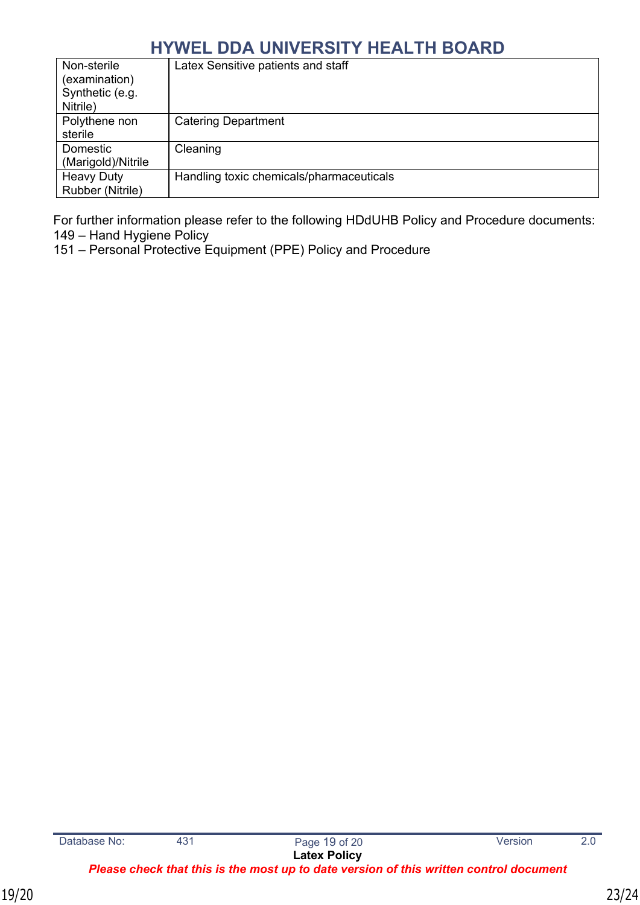| | |
|---|---|
| Non-sterile (examination) Synthetic (e.g. Nitrile) | Latex Sensitive patients and staff |
| Polythene non sterile | Catering Department |
| Domestic (Marigold)/Nitrile | Cleaning |
| Heavy Duty Rubber (Nitrile) | Handling toxic chemicals/pharmaceuticals |

For further information please refer to the following HDdUHB Policy and Procedure documents:
149 – Hand Hygiene Policy
151 – Personal Protective Equipment (PPE) Policy and Procedure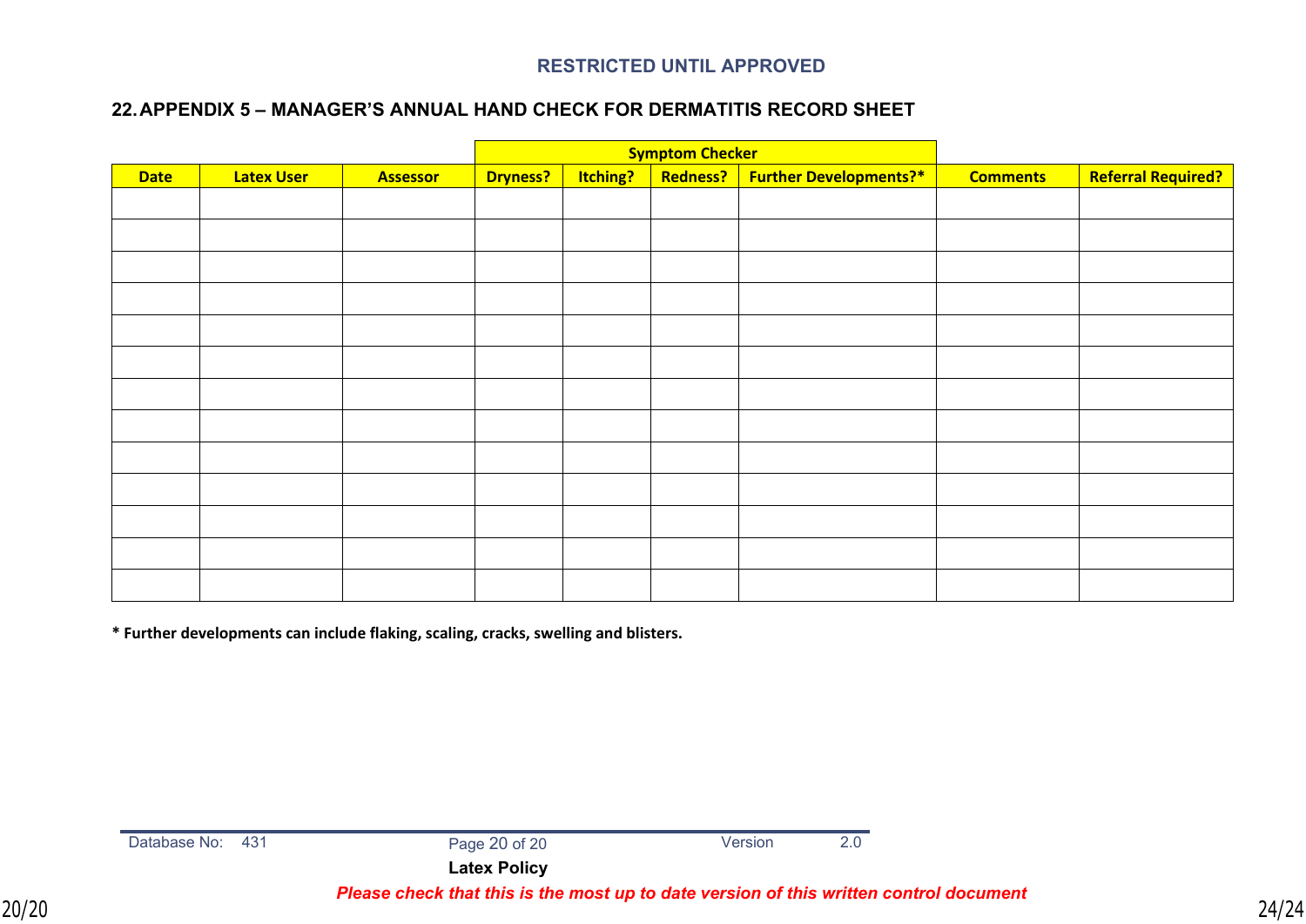RESTRICTED UNTIL APPROVED

## 22. APPENDIX 5 – MANAGER'S ANNUAL HAND CHECK FOR DERMATITIS RECORD SHEET

| | | | Symptom Checker | | | | | |
|---|---|---|---|---|---|---|---|---|
| **Date** | **Latex User** | **Assessor** | **Dryness?** | **Itching?** | **Redness?** | **Further Developments?*** | **Comments** | **Referral Required?** |
| | | | | | | | | |
| | | | | | | | | |
| | | | | | | | | |
| | | | | | | | | |
| | | | | | | | | |
| | | | | | | | | |
| | | | | | | | | |
| | | | | | | | | |
| | | | | | | | | |
| | | | | | | | | |
| | | | | | | | | |
| | | | | | | | | |
| | | | | | | | | |

**\* Further developments can include flaking, scaling, cracks, swelling and blisters.**